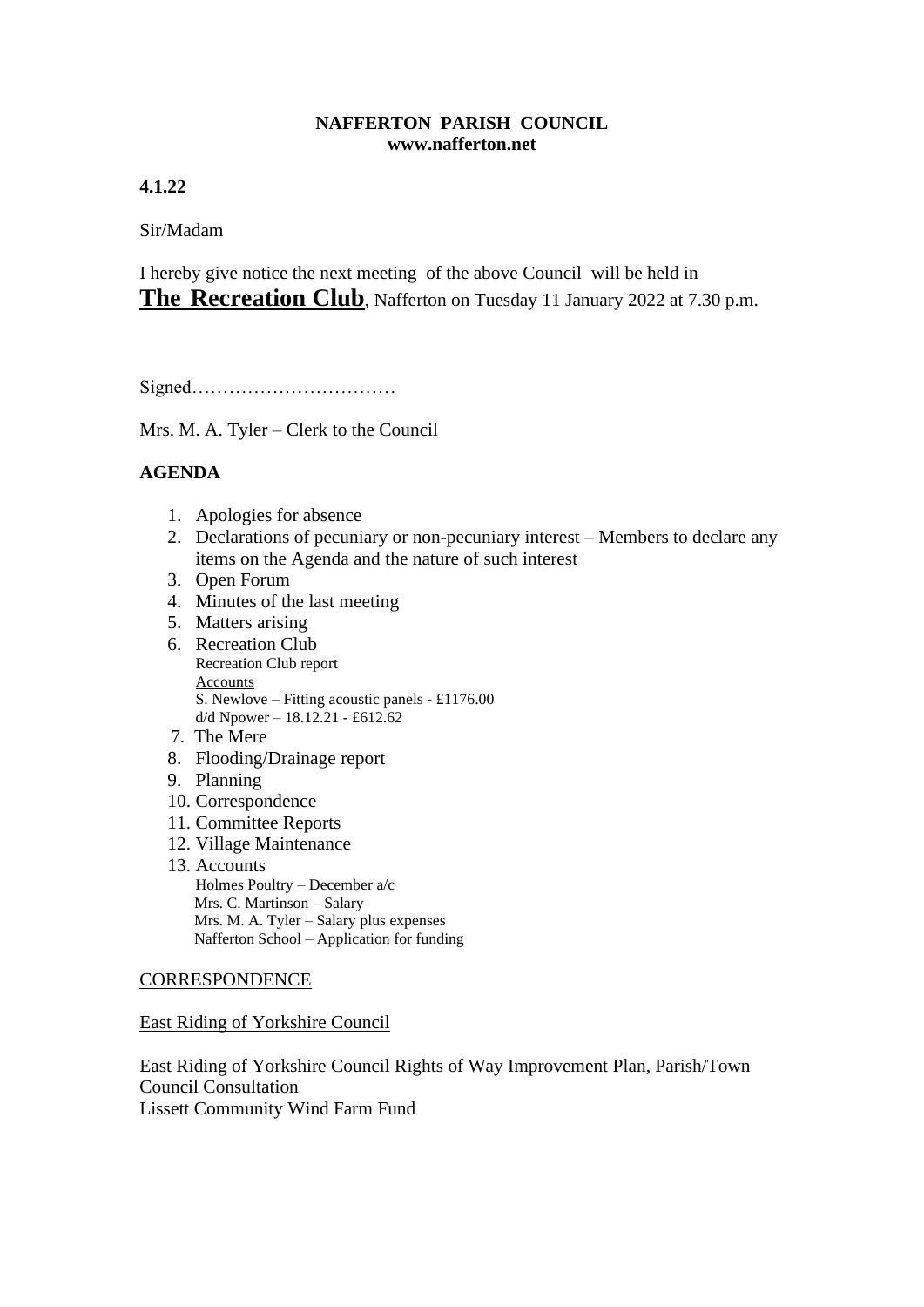**NAFFERTON PARISH COUNCIL**
**www.nafferton.net**

**4.1.22**

Sir/Madam

I hereby give notice the next meeting of the above Council will be held in **The Recreation Club**, Nafferton on Tuesday 11 January 2022 at 7.30 p.m.

Signed……………………………

Mrs. M. A. Tyler – Clerk to the Council

**AGENDA**

1. Apologies for absence
2. Declarations of pecuniary or non-pecuniary interest – Members to declare any items on the Agenda and the nature of such interest
3. Open Forum
4. Minutes of the last meeting
5. Matters arising
6. Recreation Club
   - Recreation Club report
   - Accounts
   - S. Newlove – Fitting acoustic panels - £1176.00
   - d/d Npower – 18.12.21 - £612.62
7. The Mere
8. Flooding/Drainage report
9. Planning
10. Correspondence
11. Committee Reports
12. Village Maintenance
13. Accounts
    - Holmes Poultry – December a/c
    - Mrs. C. Martinson – Salary
    - Mrs. M. A. Tyler – Salary plus expenses
    - Nafferton School – Application for funding

CORRESPONDENCE

East Riding of Yorkshire Council

East Riding of Yorkshire Council Rights of Way Improvement Plan, Parish/Town Council Consultation
Lissett Community Wind Farm Fund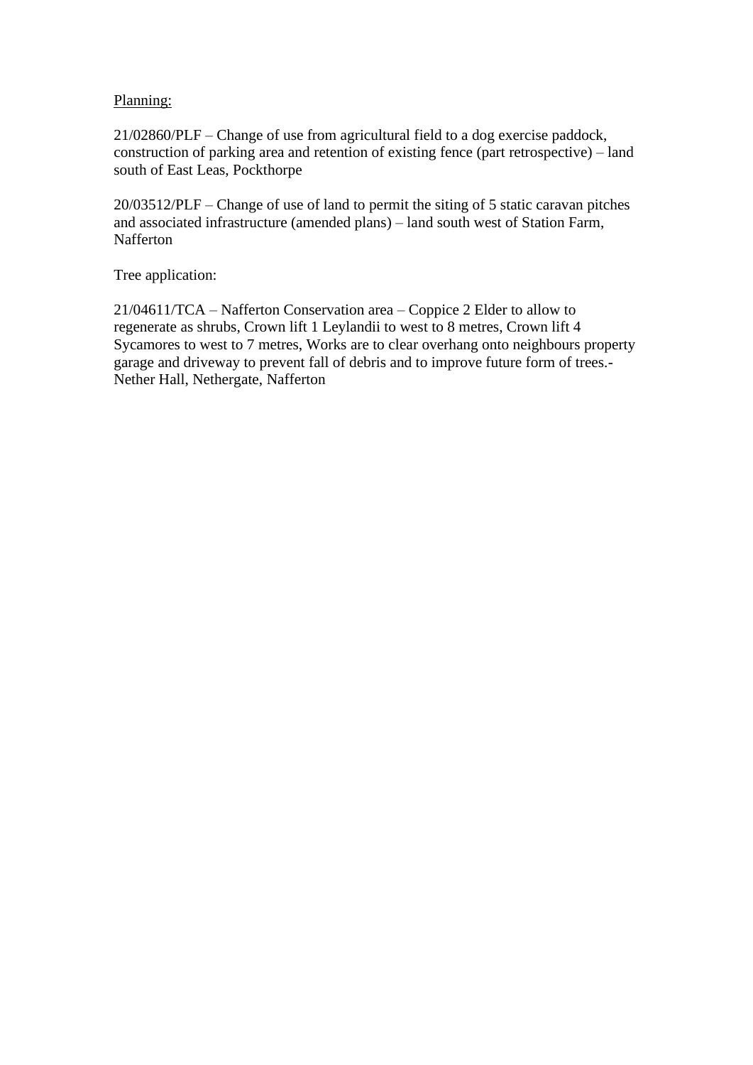Planning:

21/02860/PLF – Change of use from agricultural field to a dog exercise paddock, construction of parking area and retention of existing fence (part retrospective) – land south of East Leas, Pockthorpe

20/03512/PLF – Change of use of land to permit the siting of 5 static caravan pitches and associated infrastructure (amended plans) – land south west of Station Farm, Nafferton

Tree application:

21/04611/TCA – Nafferton Conservation area – Coppice 2 Elder to allow to regenerate as shrubs, Crown lift 1 Leylandii to west to 8 metres, Crown lift 4 Sycamores to west to 7 metres, Works are to clear overhang onto neighbours property garage and driveway to prevent fall of debris and to improve future form of trees.- Nether Hall, Nethergate, Nafferton